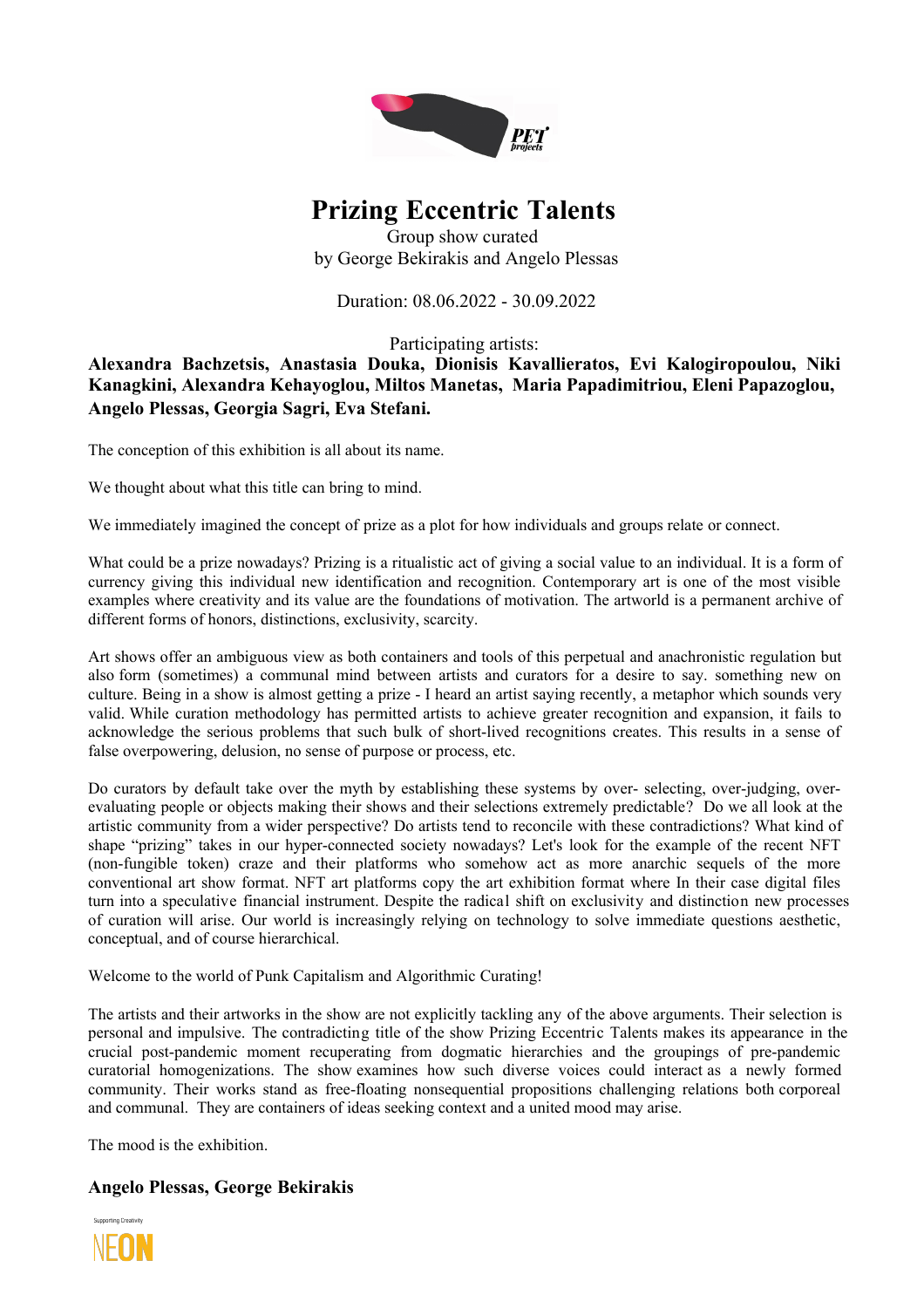# Prizing Eccentric Talents

Group show curated
by George Bekirakis and Angelo Plessas

Duration: 08.06.2022 - 30.09.2022

Participating artists:

**Alexandra Bachzetsis, Anastasia Douka, Dionisis Kavallieratos, Evi Kalogiropoulou, Niki Kanagkini, Alexandra Kehayoglou, Miltos Manetas, Maria Papadimitriou, Eleni Papazoglou, Angelo Plessas, Georgia Sagri, Eva Stefani.**

The conception of this exhibition is all about its name.

We thought about what this title can bring to mind.

We immediately imagined the concept of prize as a plot for how individuals and groups relate or connect.

What could be a prize nowadays? Prizing is a ritualistic act of giving a social value to an individual. It is a form of currency giving this individual new identification and recognition. Contemporary art is one of the most visible examples where creativity and its value are the foundations of motivation. The artworld is a permanent archive of different forms of honors, distinctions, exclusivity, scarcity.

Art shows offer an ambiguous view as both containers and tools of this perpetual and anachronistic regulation but also form (sometimes) a communal mind between artists and curators for a desire to say. something new on culture. Being in a show is almost getting a prize - I heard an artist saying recently, a metaphor which sounds very valid. While curation methodology has permitted artists to achieve greater recognition and expansion, it fails to acknowledge the serious problems that such bulk of short-lived recognitions creates. This results in a sense of false overpowering, delusion, no sense of purpose or process, etc.

Do curators by default take over the myth by establishing these systems by over- selecting, over-judging, over-evaluating people or objects making their shows and their selections extremely predictable? Do we all look at the artistic community from a wider perspective? Do artists tend to reconcile with these contradictions? What kind of shape "prizing" takes in our hyper-connected society nowadays? Let's look for the example of the recent NFT (non-fungible token) craze and their platforms who somehow act as more anarchic sequels of the more conventional art show format. NFT art platforms copy the art exhibition format where In their case digital files turn into a speculative financial instrument. Despite the radical shift on exclusivity and distinction new processes of curation will arise. Our world is increasingly relying on technology to solve immediate questions aesthetic, conceptual, and of course hierarchical.

Welcome to the world of Punk Capitalism and Algorithmic Curating!

The artists and their artworks in the show are not explicitly tackling any of the above arguments. Their selection is personal and impulsive. The contradicting title of the show Prizing Eccentric Talents makes its appearance in the crucial post-pandemic moment recuperating from dogmatic hierarchies and the groupings of pre-pandemic curatorial homogenizations. The show examines how such diverse voices could interact as a newly formed community. Their works stand as free-floating nonsequential propositions challenging relations both corporeal and communal. They are containers of ideas seeking context and a united mood may arise.

The mood is the exhibition.

**Angelo Plessas, George Bekirakis**

Supporting Creativity
NEON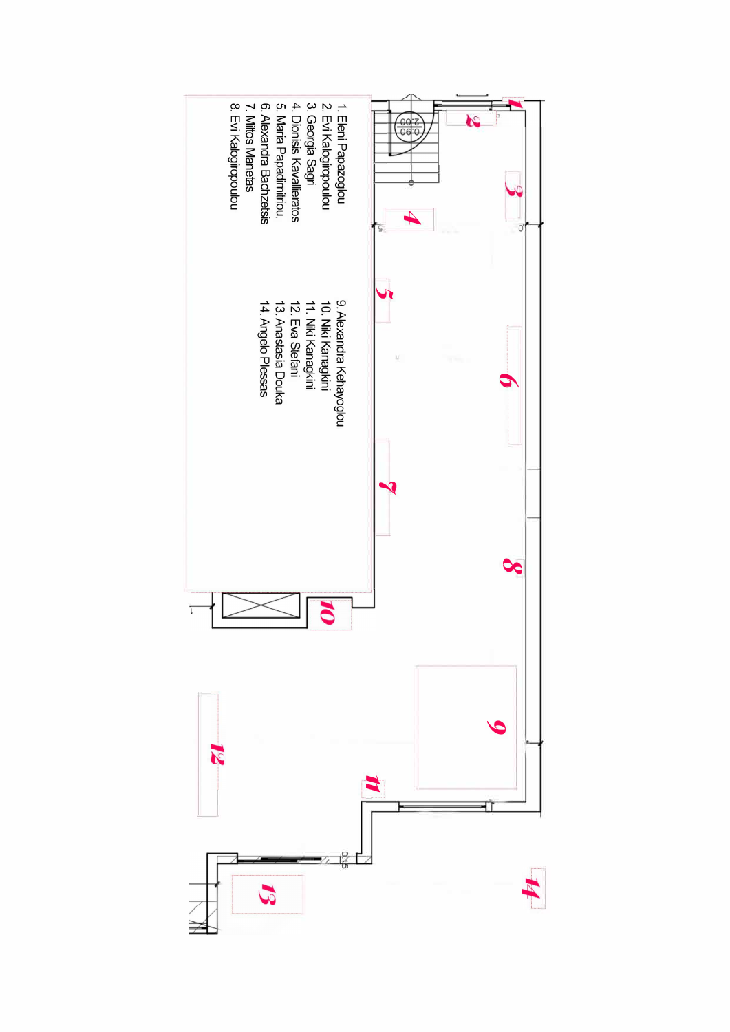1. Eleni Papazoglou
2. Evi Kalogiropoulou
3. Georgia Sagri
4. Dionisis Kavallieratos
5. Maria Papadimitriou,
6. Alexandra Bachzetsis
7. Miltos Manetas
8. Evi Kalogiropoulou
9. Alexandra Kehayoglou
10. Niki Kanagkini
11. Niki Kanagkini
12. Eva Stefani
13. Anastasia Douka
14. Angelo Plessas

0.90
2.00

1 2 3 4 5 6 7 8 9 10 11 12 13 14

0.15